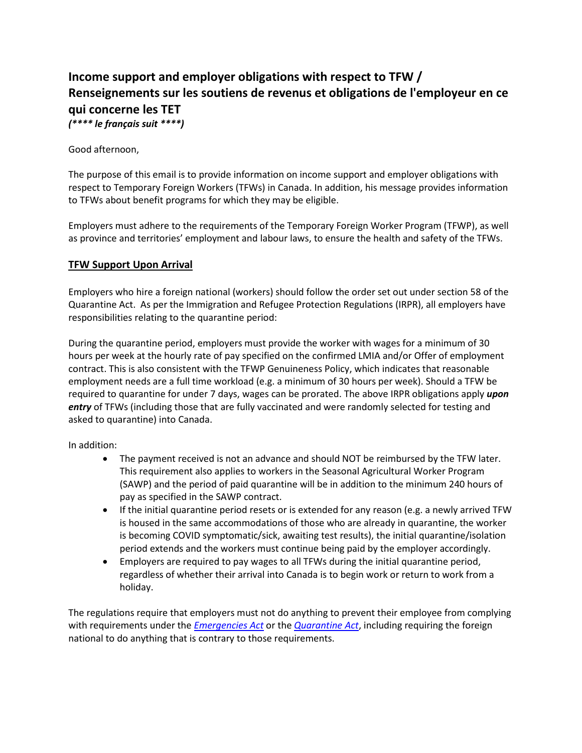# Income support and employer obligations with respect to TFW / Renseignements sur les soutiens de revenus et obligations de l'employeur en ce qui concerne les TET

***(**** le français suit ****)***

Good afternoon,

The purpose of this email is to provide information on income support and employer obligations with respect to Temporary Foreign Workers (TFWs) in Canada. In addition, his message provides information to TFWs about benefit programs for which they may be eligible.

Employers must adhere to the requirements of the Temporary Foreign Worker Program (TFWP), as well as province and territories' employment and labour laws, to ensure the health and safety of the TFWs.

## **<u>TFW Support Upon Arrival</u>**

Employers who hire a foreign national (workers) should follow the order set out under section 58 of the Quarantine Act. As per the Immigration and Refugee Protection Regulations (IRPR), all employers have responsibilities relating to the quarantine period:

During the quarantine period, employers must provide the worker with wages for a minimum of 30 hours per week at the hourly rate of pay specified on the confirmed LMIA and/or Offer of employment contract. This is also consistent with the TFWP Genuineness Policy, which indicates that reasonable employment needs are a full time workload (e.g. a minimum of 30 hours per week). Should a TFW be required to quarantine for under 7 days, wages can be prorated. The above IRPR obligations apply ***upon entry*** of TFWs (including those that are fully vaccinated and were randomly selected for testing and asked to quarantine) into Canada.

In addition:

- The payment received is not an advance and should NOT be reimbursed by the TFW later. This requirement also applies to workers in the Seasonal Agricultural Worker Program (SAWP) and the period of paid quarantine will be in addition to the minimum 240 hours of pay as specified in the SAWP contract.
- If the initial quarantine period resets or is extended for any reason (e.g. a newly arrived TFW is housed in the same accommodations of those who are already in quarantine, the worker is becoming COVID symptomatic/sick, awaiting test results), the initial quarantine/isolation period extends and the workers must continue being paid by the employer accordingly.
- Employers are required to pay wages to all TFWs during the initial quarantine period, regardless of whether their arrival into Canada is to begin work or return to work from a holiday.

The regulations require that employers must not do anything to prevent their employee from complying with requirements under the *Emergencies Act* or the *Quarantine Act*, including requiring the foreign national to do anything that is contrary to those requirements.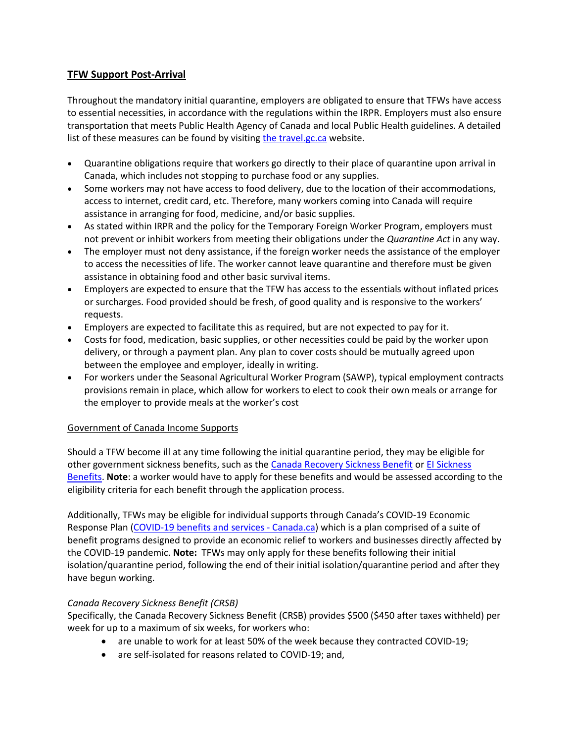## TFW Support Post-Arrival

Throughout the mandatory initial quarantine, employers are obligated to ensure that TFWs have access to essential necessities, in accordance with the regulations within the IRPR. Employers must also ensure transportation that meets Public Health Agency of Canada and local Public Health guidelines. A detailed list of these measures can be found by visiting [the travel.gc.ca](https://travel.gc.ca) website.

- Quarantine obligations require that workers go directly to their place of quarantine upon arrival in Canada, which includes not stopping to purchase food or any supplies.
- Some workers may not have access to food delivery, due to the location of their accommodations, access to internet, credit card, etc. Therefore, many workers coming into Canada will require assistance in arranging for food, medicine, and/or basic supplies.
- As stated within IRPR and the policy for the Temporary Foreign Worker Program, employers must not prevent or inhibit workers from meeting their obligations under the *Quarantine Act* in any way.
- The employer must not deny assistance, if the foreign worker needs the assistance of the employer to access the necessities of life. The worker cannot leave quarantine and therefore must be given assistance in obtaining food and other basic survival items.
- Employers are expected to ensure that the TFW has access to the essentials without inflated prices or surcharges. Food provided should be fresh, of good quality and is responsive to the workers' requests.
- Employers are expected to facilitate this as required, but are not expected to pay for it.
- Costs for food, medication, basic supplies, or other necessities could be paid by the worker upon delivery, or through a payment plan. Any plan to cover costs should be mutually agreed upon between the employee and employer, ideally in writing.
- For workers under the Seasonal Agricultural Worker Program (SAWP), typical employment contracts provisions remain in place, which allow for workers to elect to cook their own meals or arrange for the employer to provide meals at the worker's cost

### Government of Canada Income Supports

Should a TFW become ill at any time following the initial quarantine period, they may be eligible for other government sickness benefits, such as the Canada Recovery Sickness Benefit or EI Sickness Benefits. **Note**: a worker would have to apply for these benefits and would be assessed according to the eligibility criteria for each benefit through the application process.

Additionally, TFWs may be eligible for individual supports through Canada's COVID-19 Economic Response Plan (COVID-19 benefits and services - Canada.ca) which is a plan comprised of a suite of benefit programs designed to provide an economic relief to workers and businesses directly affected by the COVID-19 pandemic. **Note:** TFWs may only apply for these benefits following their initial isolation/quarantine period, following the end of their initial isolation/quarantine period and after they have begun working.

#### *Canada Recovery Sickness Benefit (CRSB)*

Specifically, the Canada Recovery Sickness Benefit (CRSB) provides $500 ($450 after taxes withheld) per week for up to a maximum of six weeks, for workers who:

- are unable to work for at least 50% of the week because they contracted COVID-19;
- are self-isolated for reasons related to COVID-19; and,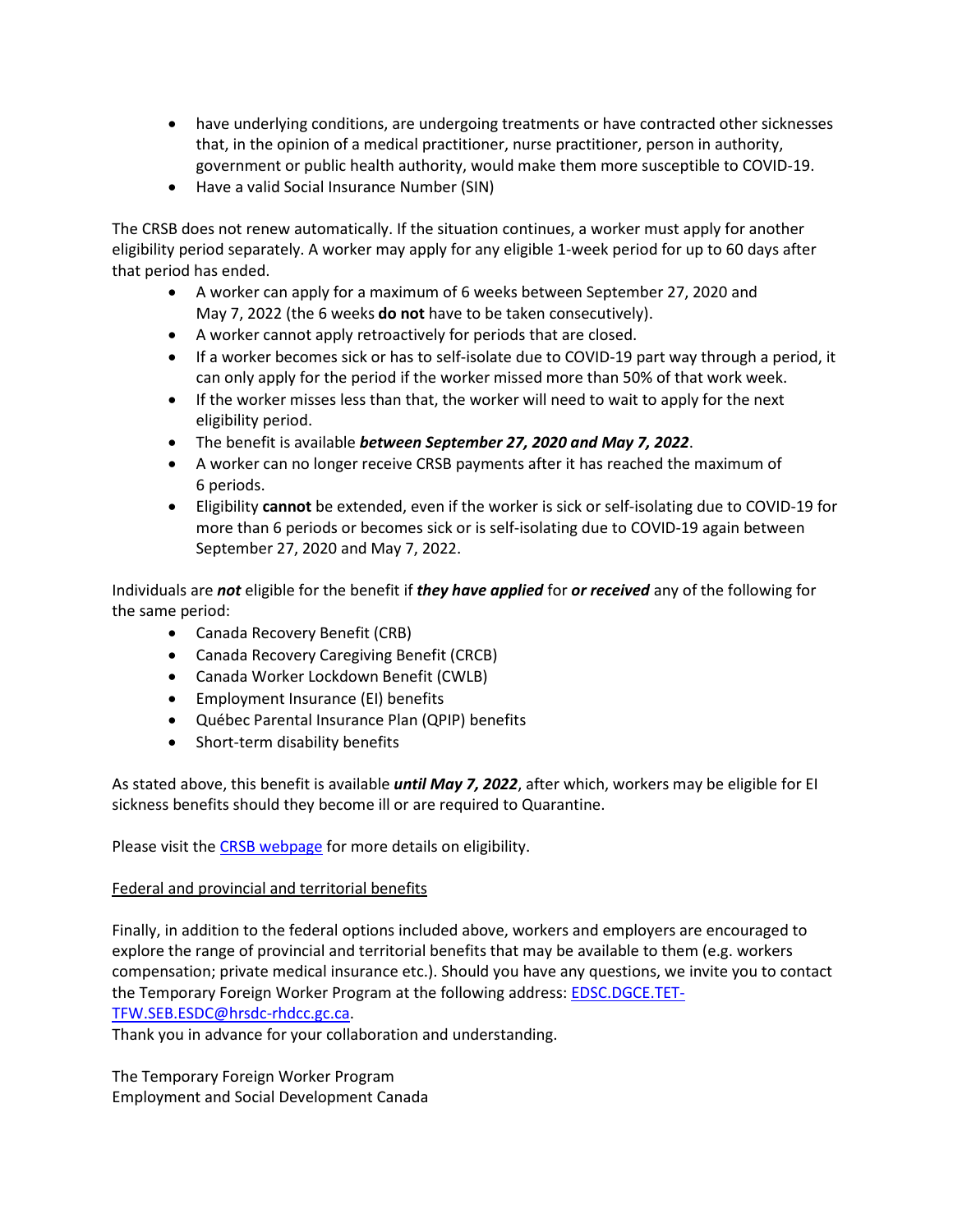- have underlying conditions, are undergoing treatments or have contracted other sicknesses that, in the opinion of a medical practitioner, nurse practitioner, person in authority, government or public health authority, would make them more susceptible to COVID-19.
- Have a valid Social Insurance Number (SIN)

The CRSB does not renew automatically. If the situation continues, a worker must apply for another eligibility period separately. A worker may apply for any eligible 1-week period for up to 60 days after that period has ended.

- A worker can apply for a maximum of 6 weeks between September 27, 2020 and May 7, 2022 (the 6 weeks **do not** have to be taken consecutively).
- A worker cannot apply retroactively for periods that are closed.
- If a worker becomes sick or has to self-isolate due to COVID-19 part way through a period, it can only apply for the period if the worker missed more than 50% of that work week.
- If the worker misses less than that, the worker will need to wait to apply for the next eligibility period.
- The benefit is available ***between September 27, 2020 and May 7, 2022***.
- A worker can no longer receive CRSB payments after it has reached the maximum of 6 periods.
- Eligibility **cannot** be extended, even if the worker is sick or self-isolating due to COVID-19 for more than 6 periods or becomes sick or is self-isolating due to COVID-19 again between September 27, 2020 and May 7, 2022.

Individuals are ***not*** eligible for the benefit if ***they have applied*** for ***or received*** any of the following for the same period:

- Canada Recovery Benefit (CRB)
- Canada Recovery Caregiving Benefit (CRCB)
- Canada Worker Lockdown Benefit (CWLB)
- Employment Insurance (EI) benefits
- Québec Parental Insurance Plan (QPIP) benefits
- Short-term disability benefits

As stated above, this benefit is available ***until May 7, 2022***, after which, workers may be eligible for EI sickness benefits should they become ill or are required to Quarantine.

Please visit the [CRSB webpage] for more details on eligibility.

Federal and provincial and territorial benefits

Finally, in addition to the federal options included above, workers and employers are encouraged to explore the range of provincial and territorial benefits that may be available to them (e.g. workers compensation; private medical insurance etc.). Should you have any questions, we invite you to contact the Temporary Foreign Worker Program at the following address: EDSC.DGCE.TET-TFW.SEB.ESDC@hrsdc-rhdcc.gc.ca.
Thank you in advance for your collaboration and understanding.

The Temporary Foreign Worker Program
Employment and Social Development Canada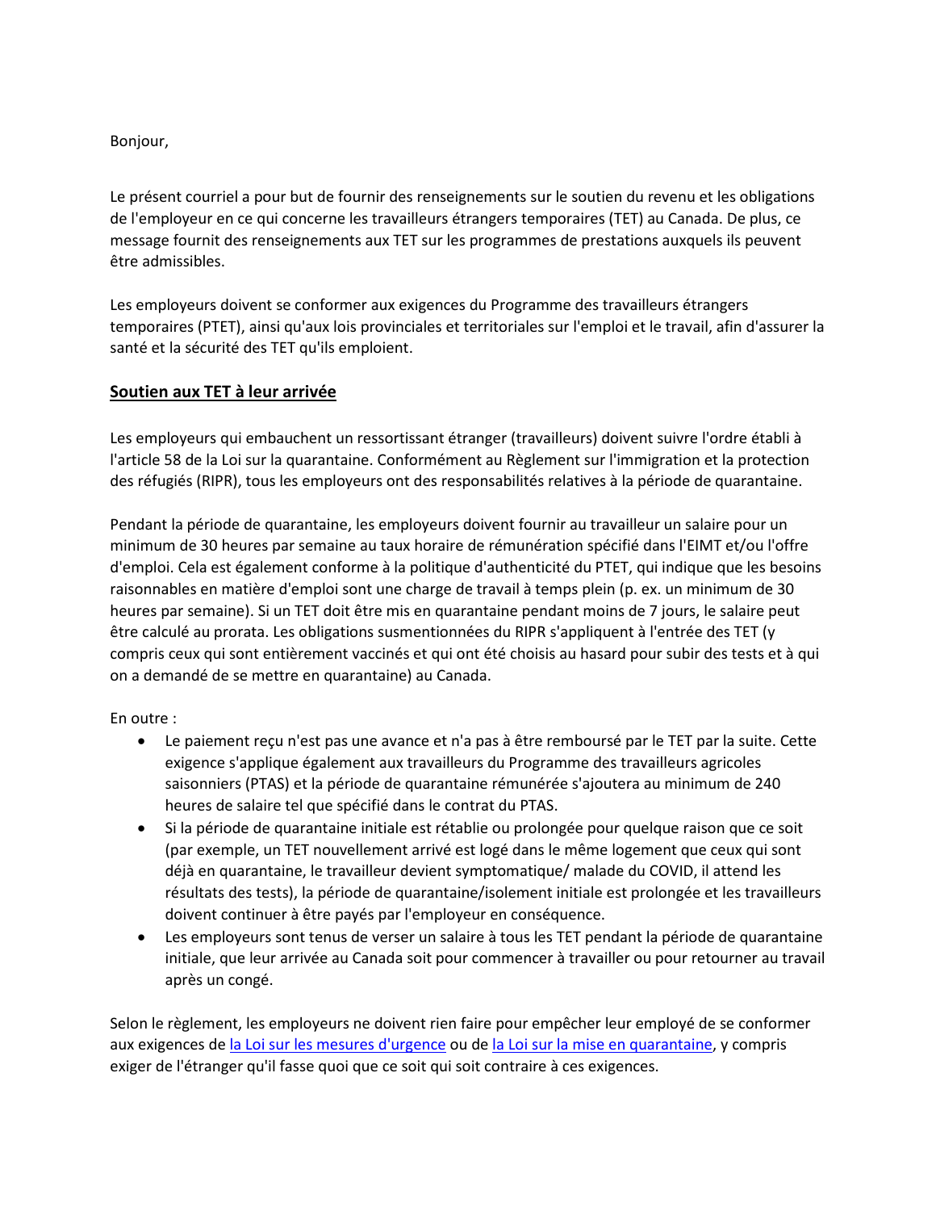Bonjour,

Le présent courriel a pour but de fournir des renseignements sur le soutien du revenu et les obligations de l'employeur en ce qui concerne les travailleurs étrangers temporaires (TET) au Canada. De plus, ce message fournit des renseignements aux TET sur les programmes de prestations auxquels ils peuvent être admissibles.

Les employeurs doivent se conformer aux exigences du Programme des travailleurs étrangers temporaires (PTET), ainsi qu'aux lois provinciales et territoriales sur l'emploi et le travail, afin d'assurer la santé et la sécurité des TET qu'ils emploient.

## Soutien aux TET à leur arrivée

Les employeurs qui embauchent un ressortissant étranger (travailleurs) doivent suivre l'ordre établi à l'article 58 de la Loi sur la quarantaine. Conformément au Règlement sur l'immigration et la protection des réfugiés (RIPR), tous les employeurs ont des responsabilités relatives à la période de quarantaine.

Pendant la période de quarantaine, les employeurs doivent fournir au travailleur un salaire pour un minimum de 30 heures par semaine au taux horaire de rémunération spécifié dans l'EIMT et/ou l'offre d'emploi. Cela est également conforme à la politique d'authenticité du PTET, qui indique que les besoins raisonnables en matière d'emploi sont une charge de travail à temps plein (p. ex. un minimum de 30 heures par semaine). Si un TET doit être mis en quarantaine pendant moins de 7 jours, le salaire peut être calculé au prorata. Les obligations susmentionnées du RIPR s'appliquent à l'entrée des TET (y compris ceux qui sont entièrement vaccinés et qui ont été choisis au hasard pour subir des tests et à qui on a demandé de se mettre en quarantaine) au Canada.

En outre :

- Le paiement reçu n'est pas une avance et n'a pas à être remboursé par le TET par la suite. Cette exigence s'applique également aux travailleurs du Programme des travailleurs agricoles saisonniers (PTAS) et la période de quarantaine rémunérée s'ajoutera au minimum de 240 heures de salaire tel que spécifié dans le contrat du PTAS.
- Si la période de quarantaine initiale est rétablie ou prolongée pour quelque raison que ce soit (par exemple, un TET nouvellement arrivé est logé dans le même logement que ceux qui sont déjà en quarantaine, le travailleur devient symptomatique/ malade du COVID, il attend les résultats des tests), la période de quarantaine/isolement initiale est prolongée et les travailleurs doivent continuer à être payés par l'employeur en conséquence.
- Les employeurs sont tenus de verser un salaire à tous les TET pendant la période de quarantaine initiale, que leur arrivée au Canada soit pour commencer à travailler ou pour retourner au travail après un congé.

Selon le règlement, les employeurs ne doivent rien faire pour empêcher leur employé de se conformer aux exigences de la Loi sur les mesures d'urgence ou de la Loi sur la mise en quarantaine, y compris exiger de l'étranger qu'il fasse quoi que ce soit qui soit contraire à ces exigences.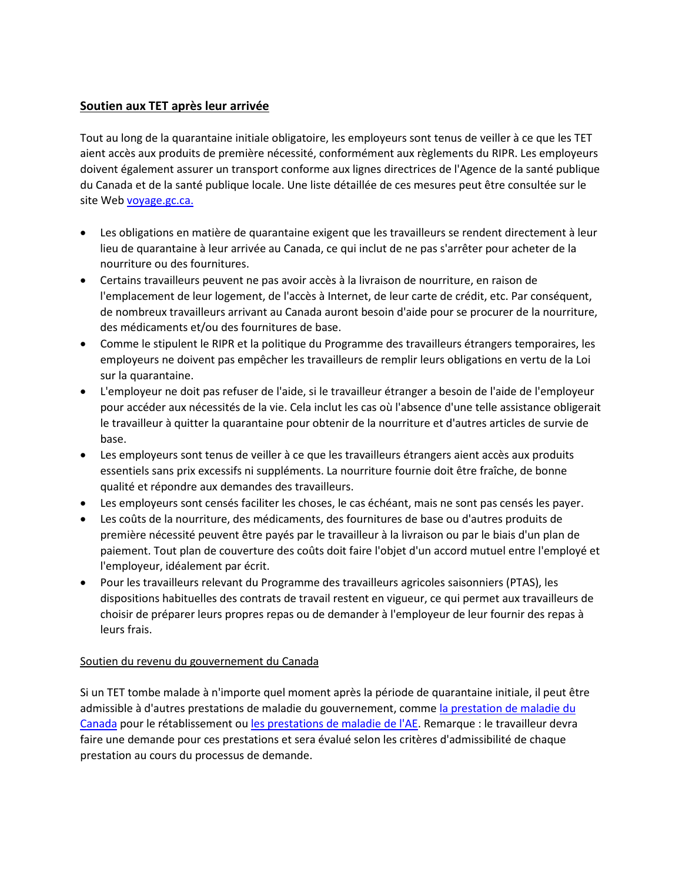## Soutien aux TET après leur arrivée

Tout au long de la quarantaine initiale obligatoire, les employeurs sont tenus de veiller à ce que les TET aient accès aux produits de première nécessité, conformément aux règlements du RIPR. Les employeurs doivent également assurer un transport conforme aux lignes directrices de l'Agence de la santé publique du Canada et de la santé publique locale. Une liste détaillée de ces mesures peut être consultée sur le site Web [voyage.gc.ca.]()

- Les obligations en matière de quarantaine exigent que les travailleurs se rendent directement à leur lieu de quarantaine à leur arrivée au Canada, ce qui inclut de ne pas s'arrêter pour acheter de la nourriture ou des fournitures.
- Certains travailleurs peuvent ne pas avoir accès à la livraison de nourriture, en raison de l'emplacement de leur logement, de l'accès à Internet, de leur carte de crédit, etc. Par conséquent, de nombreux travailleurs arrivant au Canada auront besoin d'aide pour se procurer de la nourriture, des médicaments et/ou des fournitures de base.
- Comme le stipulent le RIPR et la politique du Programme des travailleurs étrangers temporaires, les employeurs ne doivent pas empêcher les travailleurs de remplir leurs obligations en vertu de la Loi sur la quarantaine.
- L'employeur ne doit pas refuser de l'aide, si le travailleur étranger a besoin de l'aide de l'employeur pour accéder aux nécessités de la vie. Cela inclut les cas où l'absence d'une telle assistance obligerait le travailleur à quitter la quarantaine pour obtenir de la nourriture et d'autres articles de survie de base.
- Les employeurs sont tenus de veiller à ce que les travailleurs étrangers aient accès aux produits essentiels sans prix excessifs ni suppléments. La nourriture fournie doit être fraîche, de bonne qualité et répondre aux demandes des travailleurs.
- Les employeurs sont censés faciliter les choses, le cas échéant, mais ne sont pas censés les payer.
- Les coûts de la nourriture, des médicaments, des fournitures de base ou d'autres produits de première nécessité peuvent être payés par le travailleur à la livraison ou par le biais d'un plan de paiement. Tout plan de couverture des coûts doit faire l'objet d'un accord mutuel entre l'employé et l'employeur, idéalement par écrit.
- Pour les travailleurs relevant du Programme des travailleurs agricoles saisonniers (PTAS), les dispositions habituelles des contrats de travail restent en vigueur, ce qui permet aux travailleurs de choisir de préparer leurs propres repas ou de demander à l'employeur de leur fournir des repas à leurs frais.

### Soutien du revenu du gouvernement du Canada

Si un TET tombe malade à n'importe quel moment après la période de quarantaine initiale, il peut être admissible à d'autres prestations de maladie du gouvernement, comme [la prestation de maladie du Canada]() pour le rétablissement ou [les prestations de maladie de l'AE](). Remarque : le travailleur devra faire une demande pour ces prestations et sera évalué selon les critères d'admissibilité de chaque prestation au cours du processus de demande.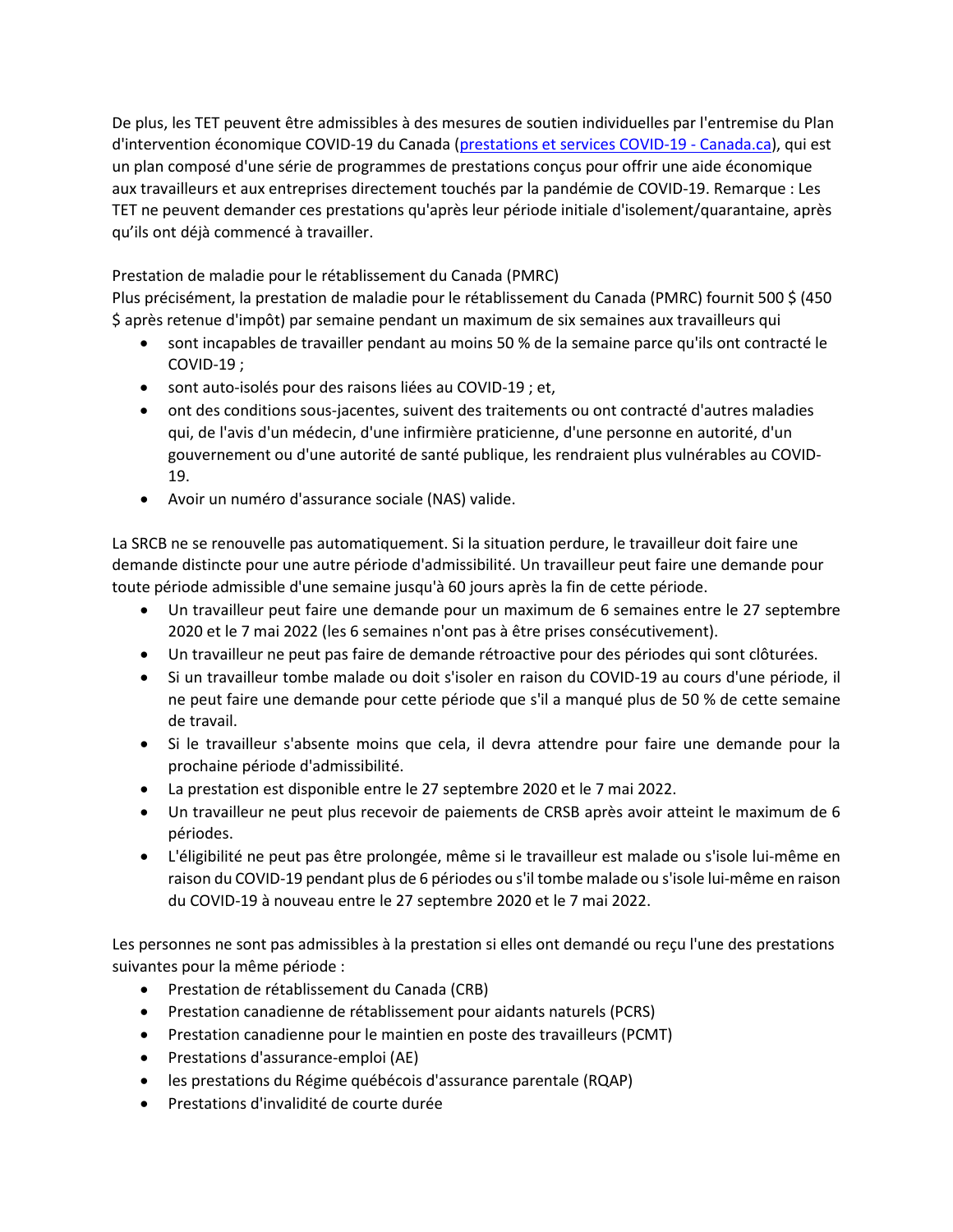De plus, les TET peuvent être admissibles à des mesures de soutien individuelles par l'entremise du Plan d'intervention économique COVID-19 du Canada ([prestations et services COVID-19 - Canada.ca]()), qui est un plan composé d'une série de programmes de prestations conçus pour offrir une aide économique aux travailleurs et aux entreprises directement touchés par la pandémie de COVID-19. Remarque : Les TET ne peuvent demander ces prestations qu'après leur période initiale d'isolement/quarantaine, après qu'ils ont déjà commencé à travailler.

Prestation de maladie pour le rétablissement du Canada (PMRC)

Plus précisément, la prestation de maladie pour le rétablissement du Canada (PMRC) fournit 500 $ (450 $ après retenue d'impôt) par semaine pendant un maximum de six semaines aux travailleurs qui

- sont incapables de travailler pendant au moins 50 % de la semaine parce qu'ils ont contracté le COVID-19 ;
- sont auto-isolés pour des raisons liées au COVID-19 ; et,
- ont des conditions sous-jacentes, suivent des traitements ou ont contracté d'autres maladies qui, de l'avis d'un médecin, d'une infirmière praticienne, d'une personne en autorité, d'un gouvernement ou d'une autorité de santé publique, les rendraient plus vulnérables au COVID-19.
- Avoir un numéro d'assurance sociale (NAS) valide.

La SRCB ne se renouvelle pas automatiquement. Si la situation perdure, le travailleur doit faire une demande distincte pour une autre période d'admissibilité. Un travailleur peut faire une demande pour toute période admissible d'une semaine jusqu'à 60 jours après la fin de cette période.

- Un travailleur peut faire une demande pour un maximum de 6 semaines entre le 27 septembre 2020 et le 7 mai 2022 (les 6 semaines n'ont pas à être prises consécutivement).
- Un travailleur ne peut pas faire de demande rétroactive pour des périodes qui sont clôturées.
- Si un travailleur tombe malade ou doit s'isoler en raison du COVID-19 au cours d'une période, il ne peut faire une demande pour cette période que s'il a manqué plus de 50 % de cette semaine de travail.
- Si le travailleur s'absente moins que cela, il devra attendre pour faire une demande pour la prochaine période d'admissibilité.
- La prestation est disponible entre le 27 septembre 2020 et le 7 mai 2022.
- Un travailleur ne peut plus recevoir de paiements de CRSB après avoir atteint le maximum de 6 périodes.
- L'éligibilité ne peut pas être prolongée, même si le travailleur est malade ou s'isole lui-même en raison du COVID-19 pendant plus de 6 périodes ou s'il tombe malade ou s'isole lui-même en raison du COVID-19 à nouveau entre le 27 septembre 2020 et le 7 mai 2022.

Les personnes ne sont pas admissibles à la prestation si elles ont demandé ou reçu l'une des prestations suivantes pour la même période :

- Prestation de rétablissement du Canada (CRB)
- Prestation canadienne de rétablissement pour aidants naturels (PCRS)
- Prestation canadienne pour le maintien en poste des travailleurs (PCMT)
- Prestations d'assurance-emploi (AE)
- les prestations du Régime québécois d'assurance parentale (RQAP)
- Prestations d'invalidité de courte durée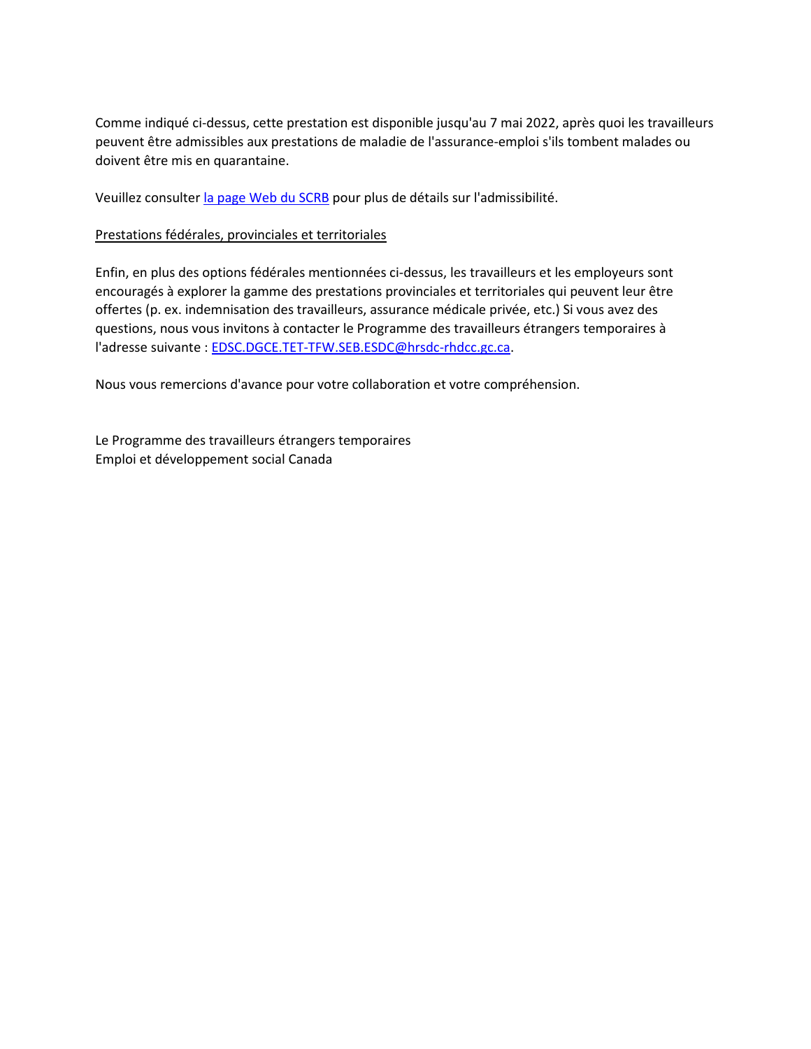Comme indiqué ci-dessus, cette prestation est disponible jusqu'au 7 mai 2022, après quoi les travailleurs peuvent être admissibles aux prestations de maladie de l'assurance-emploi s'ils tombent malades ou doivent être mis en quarantaine.

Veuillez consulter la page Web du SCRB pour plus de détails sur l'admissibilité.

Prestations fédérales, provinciales et territoriales

Enfin, en plus des options fédérales mentionnées ci-dessus, les travailleurs et les employeurs sont encouragés à explorer la gamme des prestations provinciales et territoriales qui peuvent leur être offertes (p. ex. indemnisation des travailleurs, assurance médicale privée, etc.) Si vous avez des questions, nous vous invitons à contacter le Programme des travailleurs étrangers temporaires à l'adresse suivante : EDSC.DGCE.TET-TFW.SEB.ESDC@hrsdc-rhdcc.gc.ca.

Nous vous remercions d'avance pour votre collaboration et votre compréhension.

Le Programme des travailleurs étrangers temporaires
Emploi et développement social Canada